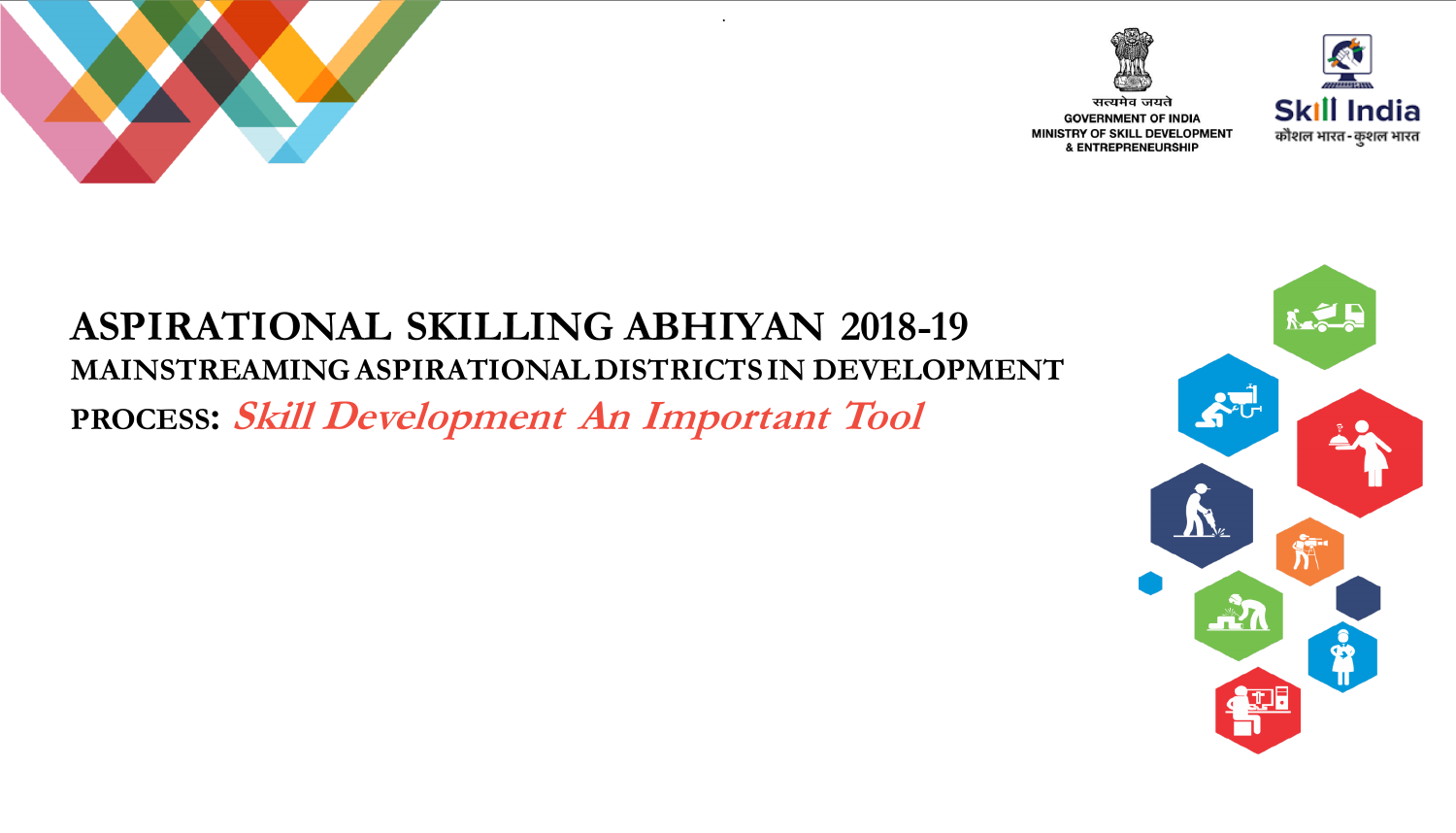सत्यमेव जयते
GOVERNMENT OF INDIA
MINISTRY OF SKILL DEVELOPMENT
& ENTREPRENEURSHIP

Skill India
कौशल भारत - कुशल भारत

# ASPIRATIONAL SKILLING ABHIYAN 2018-19

## MAINSTREAMING ASPIRATIONAL DISTRICTS IN DEVELOPMENT PROCESS: *Skill Development An Important Tool*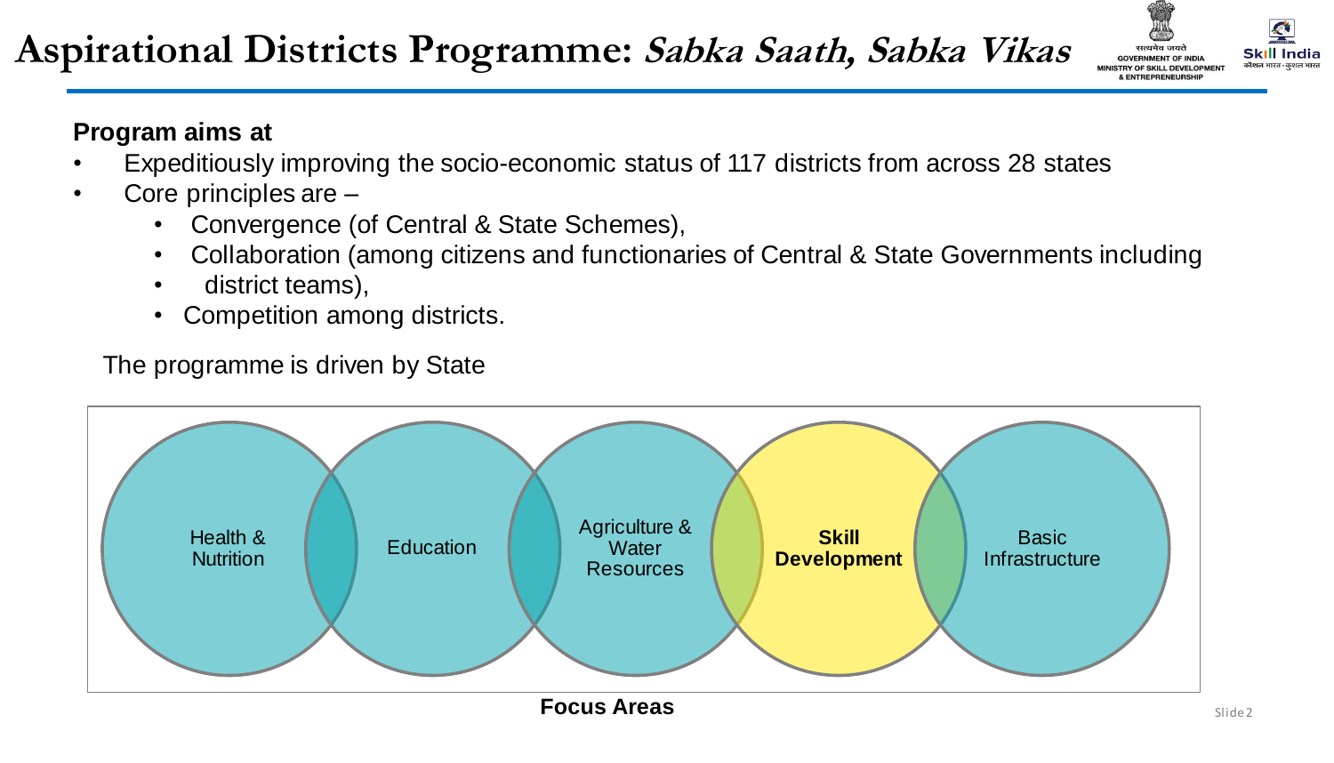# Aspirational Districts Programme: *Sabka Saath, Sabka Vikas*

**Program aims at**

- Expeditiously improving the socio-economic status of 117 districts from across 28 states
- Core principles are –
  - Convergence (of Central & State Schemes),
  - Collaboration (among citizens and functionaries of Central & State Governments including
  - district teams),
  - Competition among districts.

The programme is driven by State

Health & Nutrition

Education

Agriculture & Water Resources

**Skill Development**

Basic Infrastructure

**Focus Areas**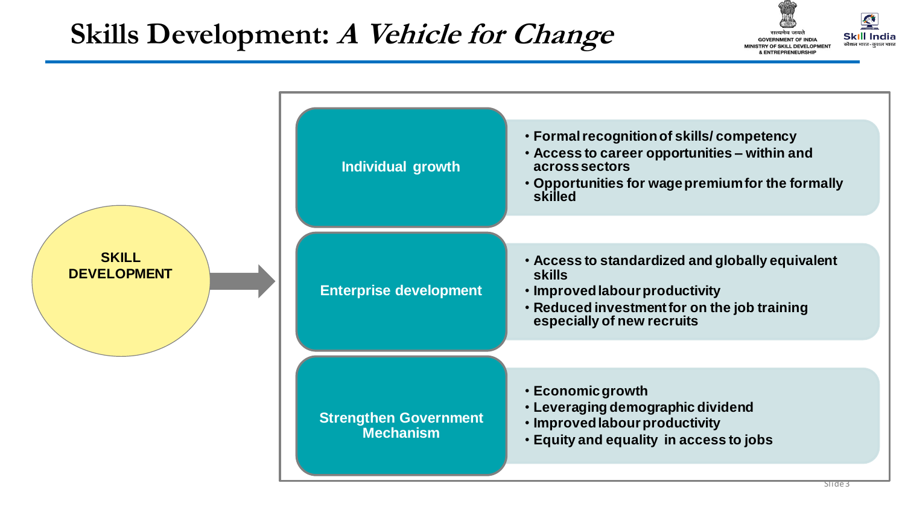# Skills Development: *A Vehicle for Change*

**SKILL DEVELOPMENT**

### Individual growth

- Formal recognition of skills/ competency
- Access to career opportunities – within and across sectors
- Opportunities for wage premium for the formally skilled

### Enterprise development

- Access to standardized and globally equivalent skills
- Improved labour productivity
- Reduced investment for on the job training especially of new recruits

### Strengthen Government Mechanism

- Economic growth
- Leveraging demographic dividend
- Improved labour productivity
- Equity and equality in access to jobs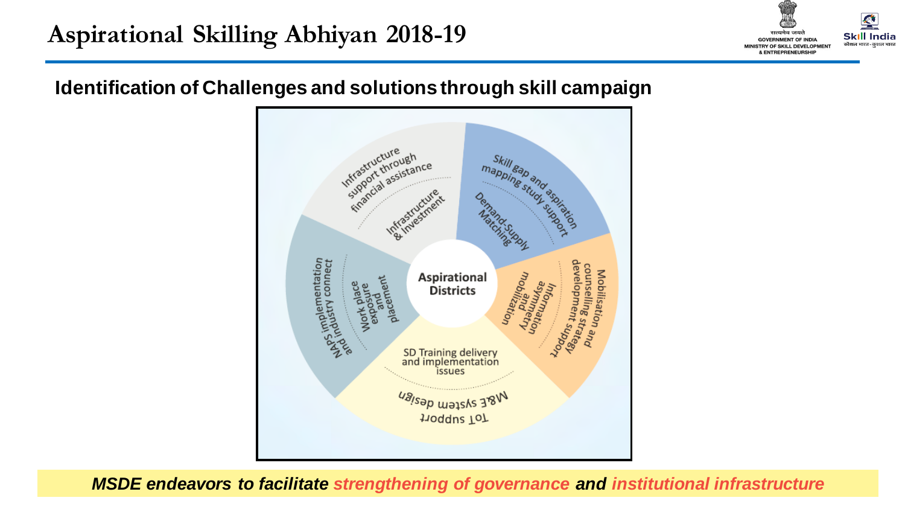# Aspirational Skilling Abhiyan 2018-19

## Identification of Challenges and solutions through skill campaign

Aspirational Districts

- Infrastructure & Investment
  - Infrastructure support through financial assistance
- Demand-Supply Matching
  - Skill gap and aspiration mapping study support
- Information asymmetry and mobilization
  - Mobilisation and counselling strategy development support
- SD Training delivery and implementation issues
  - M&E system design
  - ToT support
- Work place exposure and placement
  - NAPS implementation and industry connect

***MSDE endeavors to facilitate strengthening of governance and institutional infrastructure***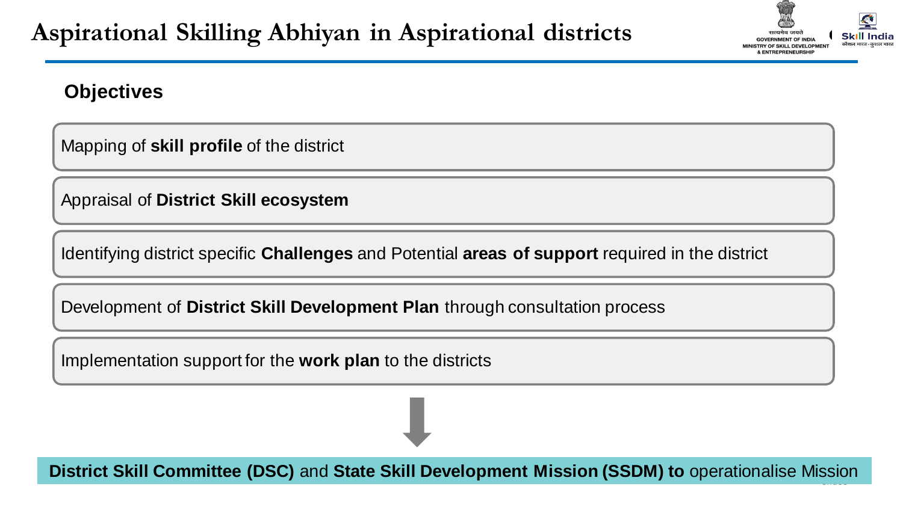# Aspirational Skilling Abhiyan in Aspirational districts

## Objectives

- Mapping of **skill profile** of the district
- Appraisal of **District Skill ecosystem**
- Identifying district specific **Challenges** and Potential **areas of support** required in the district
- Development of **District Skill Development Plan** through consultation process
- Implementation support for the **work plan** to the districts

**District Skill Committee (DSC)** and **State Skill Development Mission (SSDM) to** operationalise Mission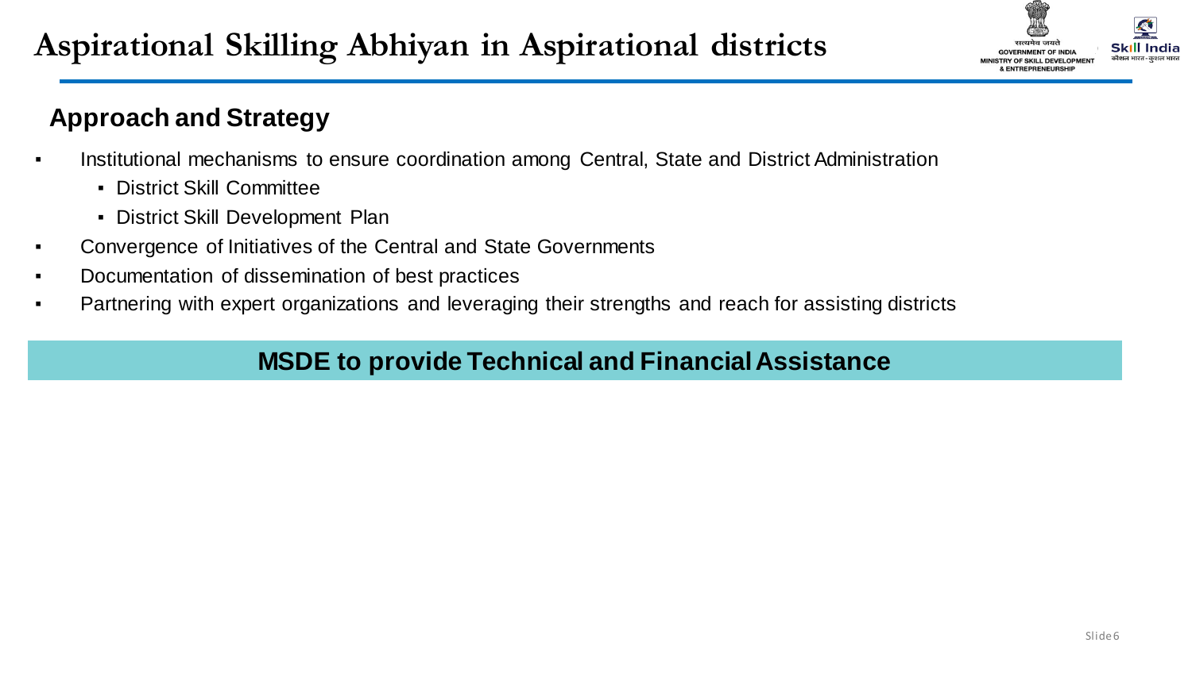# Aspirational Skilling Abhiyan in Aspirational districts

## Approach and Strategy

- Institutional mechanisms to ensure coordination among Central, State and District Administration
  - District Skill Committee
  - District Skill Development Plan
- Convergence of Initiatives of the Central and State Governments
- Documentation of dissemination of best practices
- Partnering with expert organizations and leveraging their strengths and reach for assisting districts

**MSDE to provide Technical and Financial Assistance**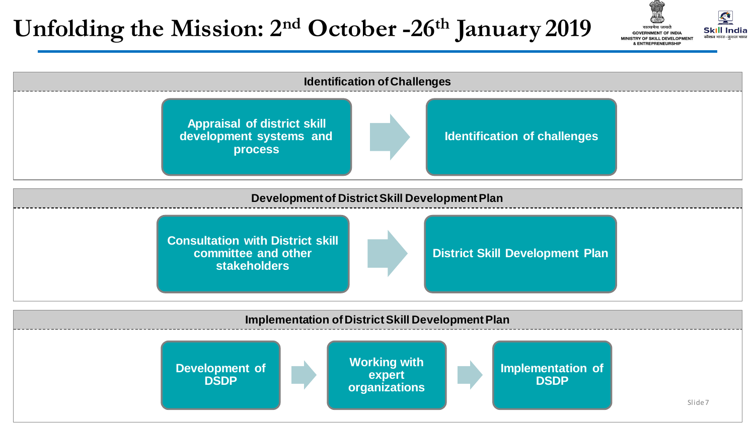# Unfolding the Mission: 2[nd] October -26[th] January 2019

## Identification of Challenges

Appraisal of district skill development systems and process → Identification of challenges

## Development of District Skill Development Plan

Consultation with District skill committee and other stakeholders → District Skill Development Plan

## Implementation of District Skill Development Plan

Development of DSDP → Working with expert organizations → Implementation of DSDP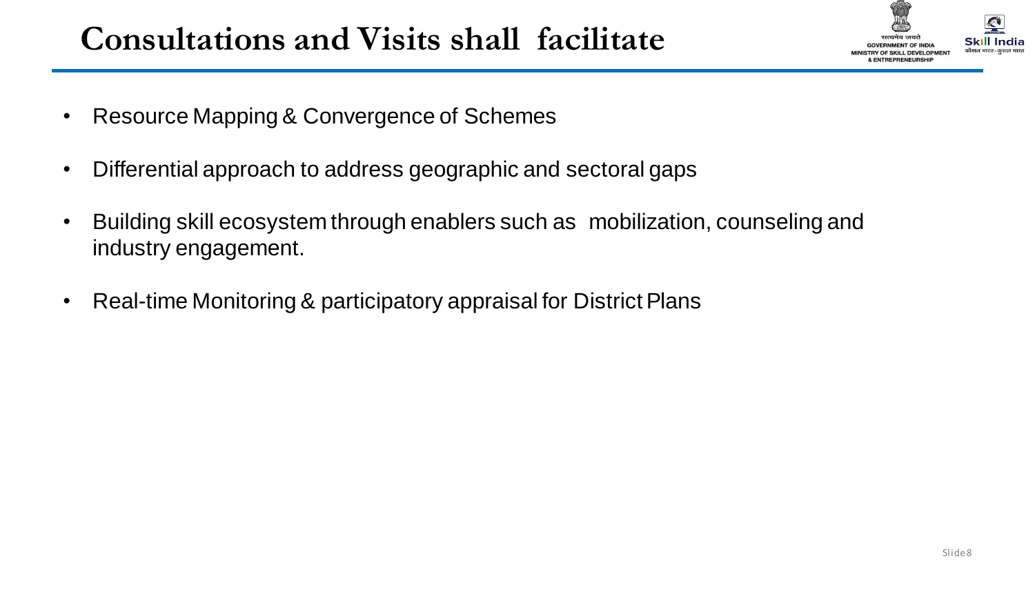# Consultations and Visits shall facilitate

- Resource Mapping & Convergence of Schemes
- Differential approach to address geographic and sectoral gaps
- Building skill ecosystem through enablers such as mobilization, counseling and industry engagement.
- Real-time Monitoring & participatory appraisal for District Plans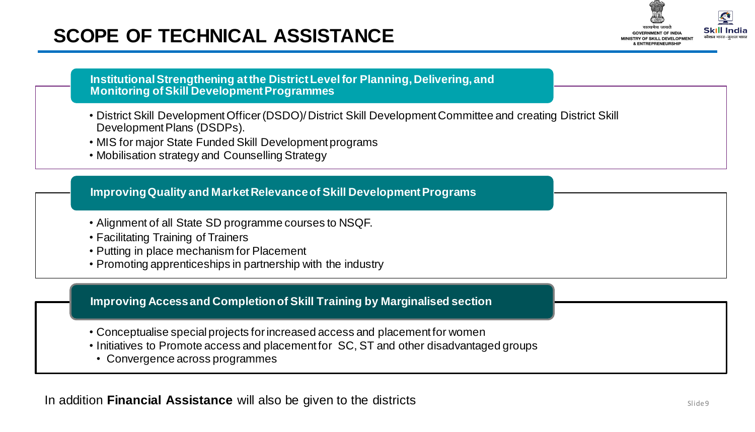# SCOPE OF TECHNICAL ASSISTANCE

### Institutional Strengthening at the District Level for Planning, Delivering, and Monitoring of Skill Development Programmes

- District Skill Development Officer (DSDO)/ District Skill Development Committee and creating District Skill Development Plans (DSDPs).
- MIS for major State Funded Skill Development programs
- Mobilisation strategy and Counselling Strategy

### Improving Quality and Market Relevance of Skill Development Programs

- Alignment of all State SD programme courses to NSQF.
- Facilitating Training of Trainers
- Putting in place mechanism for Placement
- Promoting apprenticeships in partnership with the industry

### Improving Access and Completion of Skill Training by Marginalised section

- Conceptualise special projects for increased access and placement for women
- Initiatives to Promote access and placement for SC, ST and other disadvantaged groups
- Convergence across programmes

In addition **Financial Assistance** will also be given to the districts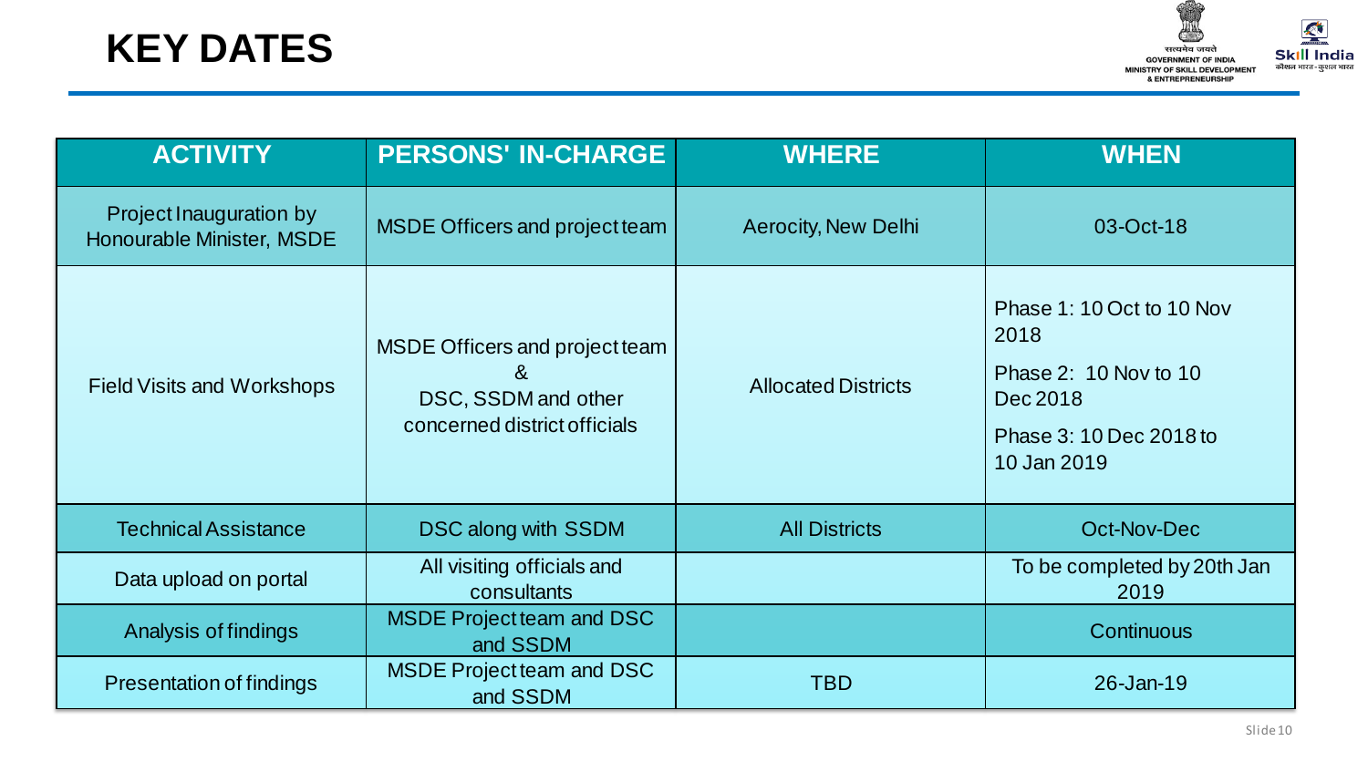# KEY DATES

| ACTIVITY | PERSONS' IN-CHARGE | WHERE | WHEN |
|---|---|---|---|
| Project Inauguration by Honourable Minister, MSDE | MSDE Officers and project team | Aerocity, New Delhi | 03-Oct-18 |
| Field Visits and Workshops | MSDE Officers and project team & DSC, SSDM and other concerned district officials | Allocated Districts | Phase 1: 10 Oct to 10 Nov 2018<br>Phase 2: 10 Nov to 10 Dec 2018<br>Phase 3: 10 Dec 2018 to 10 Jan 2019 |
| Technical Assistance | DSC along with SSDM | All Districts | Oct-Nov-Dec |
| Data upload on portal | All visiting officials and consultants | | To be completed by 20th Jan 2019 |
| Analysis of findings | MSDE Project team and DSC and SSDM | | Continuous |
| Presentation of findings | MSDE Project team and DSC and SSDM | TBD | 26-Jan-19 |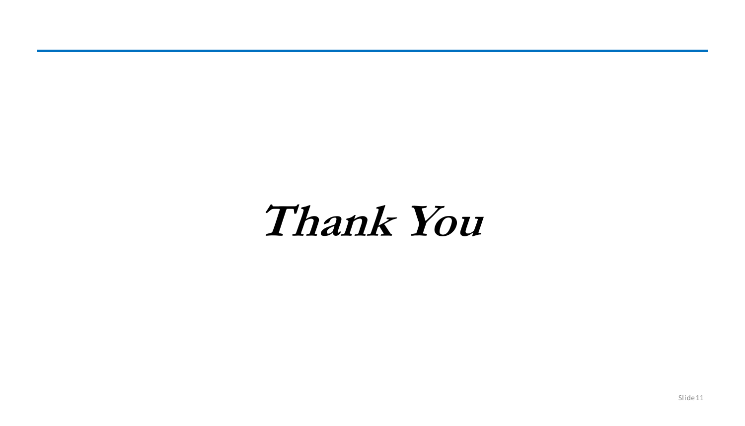# *Thank You*